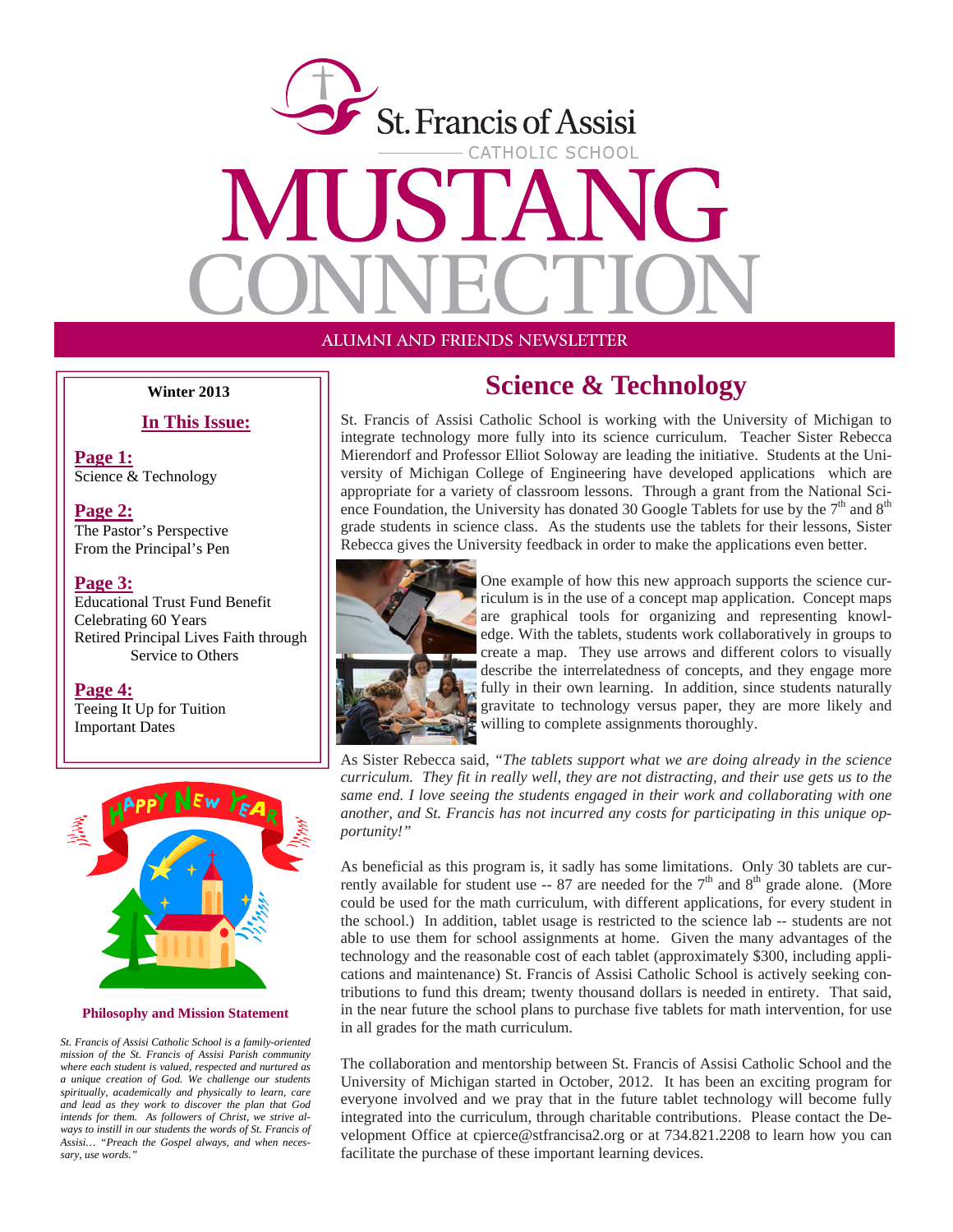# St. Francis of Assisi Catholic School

# MUSTANG CONNECTION

ALUMNI AND FRIENDS NEWSLETTER

**Winter 2013**

**In This Issue:**

**Page 1:**
Science & Technology

**Page 2:**
The Pastor's Perspective
From the Principal's Pen

**Page 3:**
Educational Trust Fund Benefit
Celebrating 60 Years
Retired Principal Lives Faith through Service to Others

**Page 4:**
Teeing It Up for Tuition
Important Dates

HAPPY NEW YEAR

**Philosophy and Mission Statement**

*St. Francis of Assisi Catholic School is a family-oriented mission of the St. Francis of Assisi Parish community where each student is valued, respected and nurtured as a unique creation of God. We challenge our students spiritually, academically and physically to learn, care and lead as they work to discover the plan that God intends for them. As followers of Christ, we strive always to instill in our students the words of St. Francis of Assisi… "Preach the Gospel always, and when necessary, use words."*

## Science & Technology

St. Francis of Assisi Catholic School is working with the University of Michigan to integrate technology more fully into its science curriculum. Teacher Sister Rebecca Mierendorf and Professor Elliot Soloway are leading the initiative. Students at the University of Michigan College of Engineering have developed applications which are appropriate for a variety of classroom lessons. Through a grant from the National Science Foundation, the University has donated 30 Google Tablets for use by the 7th and 8th grade students in science class. As the students use the tablets for their lessons, Sister Rebecca gives the University feedback in order to make the applications even better.

One example of how this new approach supports the science curriculum is in the use of a concept map application. Concept maps are graphical tools for organizing and representing knowledge. With the tablets, students work collaboratively in groups to create a map. They use arrows and different colors to visually describe the interrelatedness of concepts, and they engage more fully in their own learning. In addition, since students naturally gravitate to technology versus paper, they are more likely and willing to complete assignments thoroughly.

As Sister Rebecca said, *"The tablets support what we are doing already in the science curriculum. They fit in really well, they are not distracting, and their use gets us to the same end. I love seeing the students engaged in their work and collaborating with one another, and St. Francis has not incurred any costs for participating in this unique opportunity!"*

As beneficial as this program is, it sadly has some limitations. Only 30 tablets are currently available for student use -- 87 are needed for the 7th and 8th grade alone. (More could be used for the math curriculum, with different applications, for every student in the school.) In addition, tablet usage is restricted to the science lab -- students are not able to use them for school assignments at home. Given the many advantages of the technology and the reasonable cost of each tablet (approximately $300, including applications and maintenance) St. Francis of Assisi Catholic School is actively seeking contributions to fund this dream; twenty thousand dollars is needed in entirety. That said, in the near future the school plans to purchase five tablets for math intervention, for use in all grades for the math curriculum.

The collaboration and mentorship between St. Francis of Assisi Catholic School and the University of Michigan started in October, 2012. It has been an exciting program for everyone involved and we pray that in the future tablet technology will become fully integrated into the curriculum, through charitable contributions. Please contact the Development Office at cpierce@stfrancisa2.org or at 734.821.2208 to learn how you can facilitate the purchase of these important learning devices.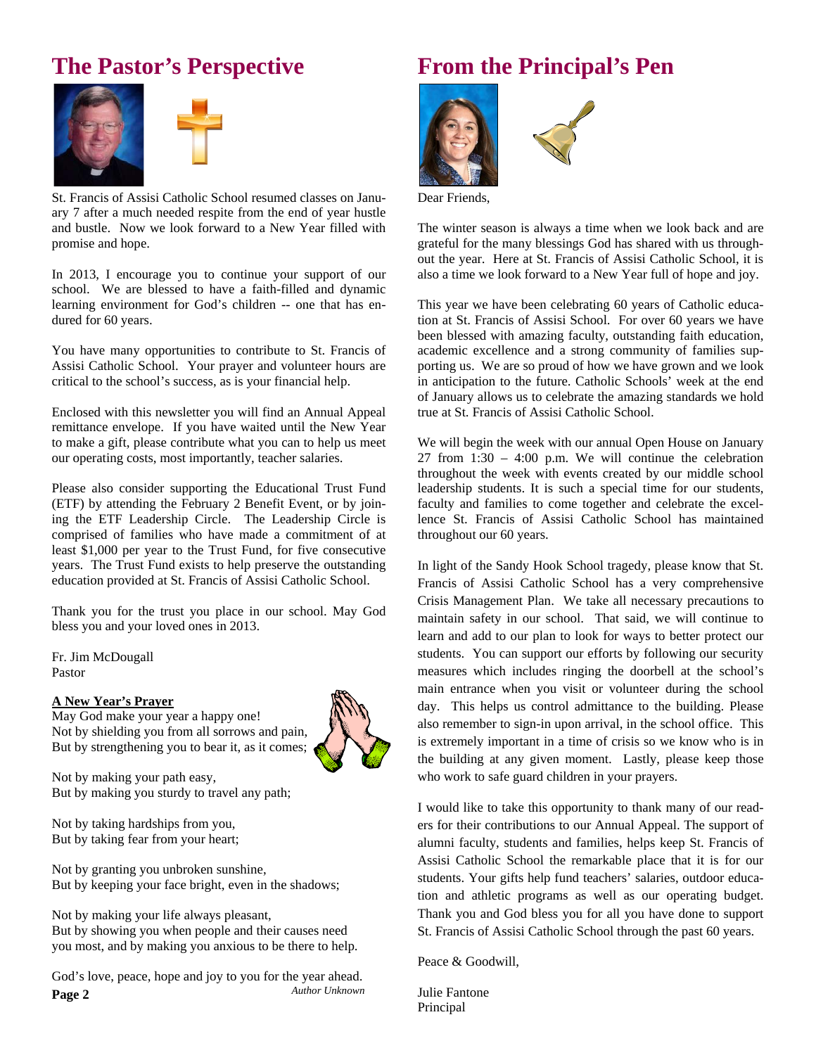## The Pastor's Perspective

St. Francis of Assisi Catholic School resumed classes on January 7 after a much needed respite from the end of year hustle and bustle. Now we look forward to a New Year filled with promise and hope.

In 2013, I encourage you to continue your support of our school. We are blessed to have a faith-filled and dynamic learning environment for God's children -- one that has endured for 60 years.

You have many opportunities to contribute to St. Francis of Assisi Catholic School. Your prayer and volunteer hours are critical to the school's success, as is your financial help.

Enclosed with this newsletter you will find an Annual Appeal remittance envelope. If you have waited until the New Year to make a gift, please contribute what you can to help us meet our operating costs, most importantly, teacher salaries.

Please also consider supporting the Educational Trust Fund (ETF) by attending the February 2 Benefit Event, or by joining the ETF Leadership Circle. The Leadership Circle is comprised of families who have made a commitment of at least $1,000 per year to the Trust Fund, for five consecutive years. The Trust Fund exists to help preserve the outstanding education provided at St. Francis of Assisi Catholic School.

Thank you for the trust you place in our school. May God bless you and your loved ones in 2013.

Fr. Jim McDougall
Pastor

**A New Year's Prayer**

May God make your year a happy one!
Not by shielding you from all sorrows and pain,
But by strengthening you to bear it, as it comes;

Not by making your path easy,
But by making you sturdy to travel any path;

Not by taking hardships from you,
But by taking fear from your heart;

Not by granting you unbroken sunshine,
But by keeping your face bright, even in the shadows;

Not by making your life always pleasant,
But by showing you when people and their causes need you most, and by making you anxious to be there to help.

God's love, peace, hope and joy to you for the year ahead.

*Author Unknown*

## From the Principal's Pen

Dear Friends,

The winter season is always a time when we look back and are grateful for the many blessings God has shared with us throughout the year. Here at St. Francis of Assisi Catholic School, it is also a time we look forward to a New Year full of hope and joy.

This year we have been celebrating 60 years of Catholic education at St. Francis of Assisi School. For over 60 years we have been blessed with amazing faculty, outstanding faith education, academic excellence and a strong community of families supporting us. We are so proud of how we have grown and we look in anticipation to the future. Catholic Schools' week at the end of January allows us to celebrate the amazing standards we hold true at St. Francis of Assisi Catholic School.

We will begin the week with our annual Open House on January 27 from 1:30 – 4:00 p.m. We will continue the celebration throughout the week with events created by our middle school leadership students. It is such a special time for our students, faculty and families to come together and celebrate the excellence St. Francis of Assisi Catholic School has maintained throughout our 60 years.

In light of the Sandy Hook School tragedy, please know that St. Francis of Assisi Catholic School has a very comprehensive Crisis Management Plan. We take all necessary precautions to maintain safety in our school. That said, we will continue to learn and add to our plan to look for ways to better protect our students. You can support our efforts by following our security measures which includes ringing the doorbell at the school's main entrance when you visit or volunteer during the school day. This helps us control admittance to the building. Please also remember to sign-in upon arrival, in the school office. This is extremely important in a time of crisis so we know who is in the building at any given moment. Lastly, please keep those who work to safe guard children in your prayers.

I would like to take this opportunity to thank many of our readers for their contributions to our Annual Appeal. The support of alumni faculty, students and families, helps keep St. Francis of Assisi Catholic School the remarkable place that it is for our students. Your gifts help fund teachers' salaries, outdoor education and athletic programs as well as our operating budget. Thank you and God bless you for all you have done to support St. Francis of Assisi Catholic School through the past 60 years.

Peace & Goodwill,

Julie Fantone
Principal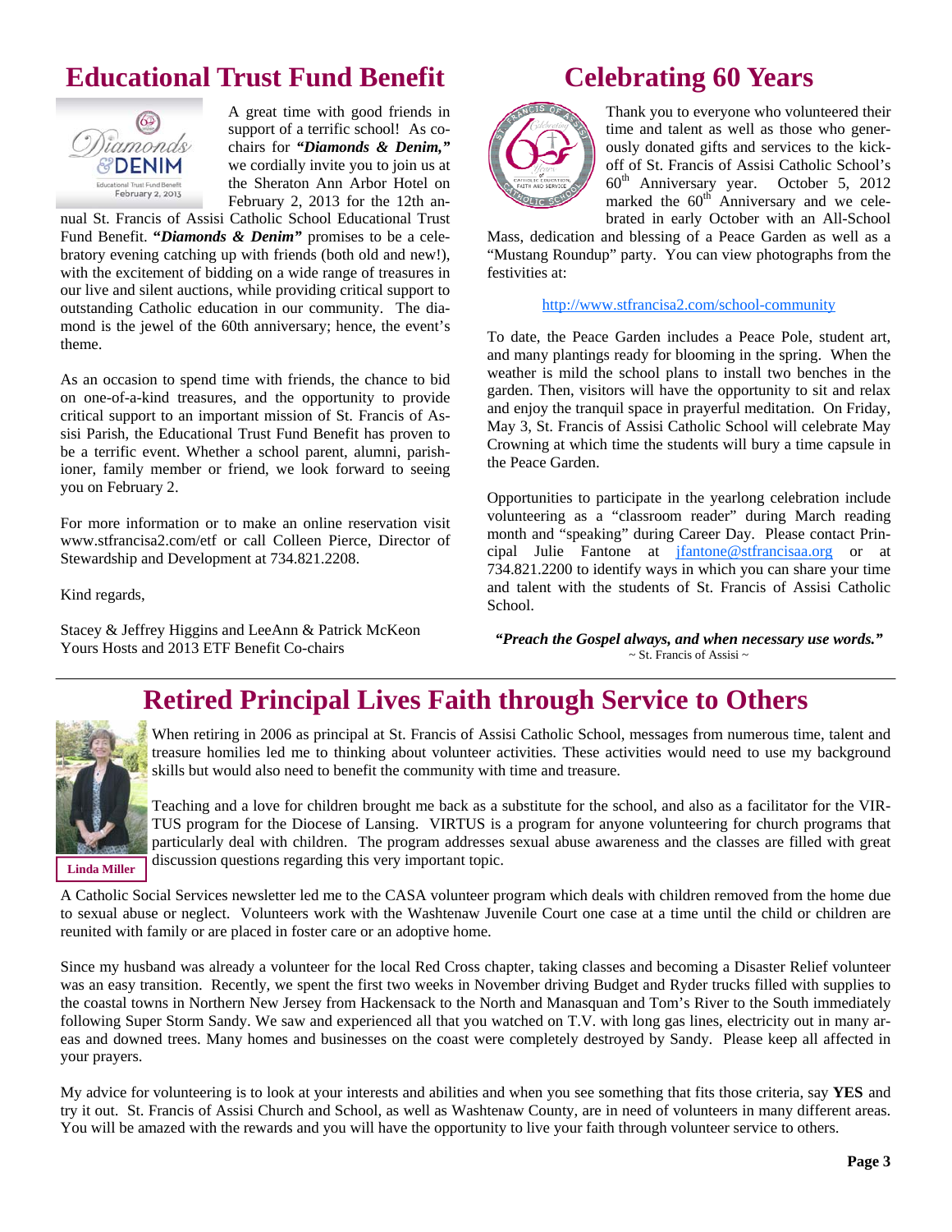## Educational Trust Fund Benefit

A great time with good friends in support of a terrific school! As co-chairs for ***"Diamonds & Denim,"*** we cordially invite you to join us at the Sheraton Ann Arbor Hotel on February 2, 2013 for the 12th annual St. Francis of Assisi Catholic School Educational Trust Fund Benefit. ***"Diamonds & Denim"*** promises to be a celebratory evening catching up with friends (both old and new!), with the excitement of bidding on a wide range of treasures in our live and silent auctions, while providing critical support to outstanding Catholic education in our community. The diamond is the jewel of the 60th anniversary; hence, the event's theme.

As an occasion to spend time with friends, the chance to bid on one-of-a-kind treasures, and the opportunity to provide critical support to an important mission of St. Francis of Assisi Parish, the Educational Trust Fund Benefit has proven to be a terrific event. Whether a school parent, alumni, parishioner, family member or friend, we look forward to seeing you on February 2.

For more information or to make an online reservation visit www.stfrancisa2.com/etf or call Colleen Pierce, Director of Stewardship and Development at 734.821.2208.

Kind regards,

Stacey & Jeffrey Higgins and LeeAnn & Patrick McKeon
Yours Hosts and 2013 ETF Benefit Co-chairs

## Celebrating 60 Years

Thank you to everyone who volunteered their time and talent as well as those who generously donated gifts and services to the kick-off of St. Francis of Assisi Catholic School's 60th Anniversary year. October 5, 2012 marked the 60th Anniversary and we celebrated in early October with an All-School Mass, dedication and blessing of a Peace Garden as well as a "Mustang Roundup" party. You can view photographs from the festivities at:

http://www.stfrancisa2.com/school-community

To date, the Peace Garden includes a Peace Pole, student art, and many plantings ready for blooming in the spring. When the weather is mild the school plans to install two benches in the garden. Then, visitors will have the opportunity to sit and relax and enjoy the tranquil space in prayerful meditation. On Friday, May 3, St. Francis of Assisi Catholic School will celebrate May Crowning at which time the students will bury a time capsule in the Peace Garden.

Opportunities to participate in the yearlong celebration include volunteering as a "classroom reader" during March reading month and "speaking" during Career Day. Please contact Principal Julie Fantone at jfantone@stfrancisaa.org or at 734.821.2200 to identify ways in which you can share your time and talent with the students of St. Francis of Assisi Catholic School.

***"Preach the Gospel always, and when necessary use words."***
~ St. Francis of Assisi ~

## Retired Principal Lives Faith through Service to Others

**Linda Miller**

When retiring in 2006 as principal at St. Francis of Assisi Catholic School, messages from numerous time, talent and treasure homilies led me to thinking about volunteer activities. These activities would need to use my background skills but would also need to benefit the community with time and treasure.

Teaching and a love for children brought me back as a substitute for the school, and also as a facilitator for the VIRTUS program for the Diocese of Lansing. VIRTUS is a program for anyone volunteering for church programs that particularly deal with children. The program addresses sexual abuse awareness and the classes are filled with great discussion questions regarding this very important topic.

A Catholic Social Services newsletter led me to the CASA volunteer program which deals with children removed from the home due to sexual abuse or neglect. Volunteers work with the Washtenaw Juvenile Court one case at a time until the child or children are reunited with family or are placed in foster care or an adoptive home.

Since my husband was already a volunteer for the local Red Cross chapter, taking classes and becoming a Disaster Relief volunteer was an easy transition. Recently, we spent the first two weeks in November driving Budget and Ryder trucks filled with supplies to the coastal towns in Northern New Jersey from Hackensack to the North and Manasquan and Tom's River to the South immediately following Super Storm Sandy. We saw and experienced all that you watched on T.V. with long gas lines, electricity out in many areas and downed trees. Many homes and businesses on the coast were completely destroyed by Sandy. Please keep all affected in your prayers.

My advice for volunteering is to look at your interests and abilities and when you see something that fits those criteria, say **YES** and try it out. St. Francis of Assisi Church and School, as well as Washtenaw County, are in need of volunteers in many different areas. You will be amazed with the rewards and you will have the opportunity to live your faith through volunteer service to others.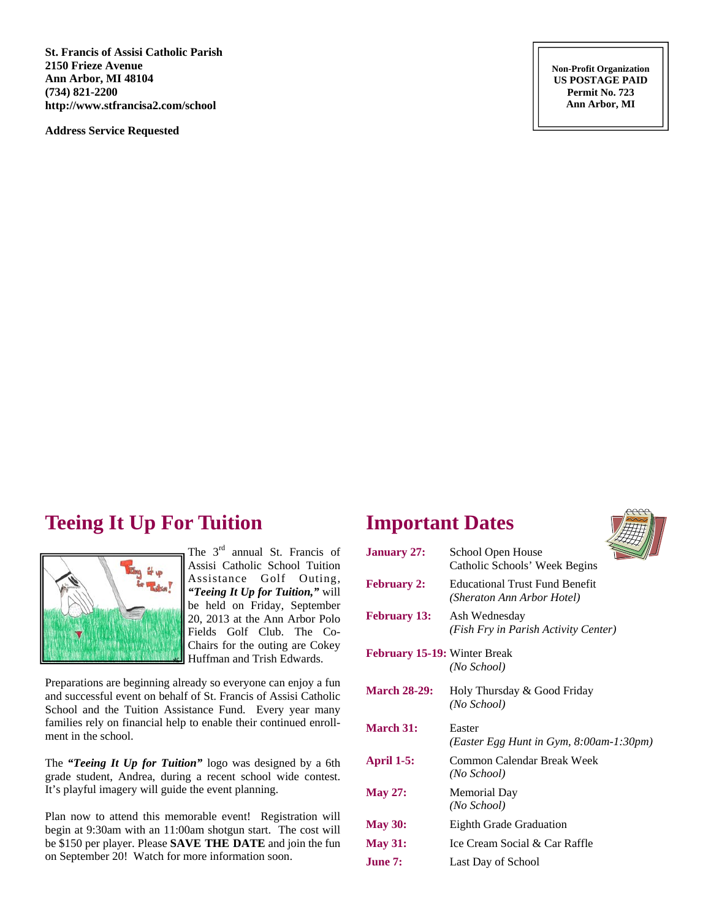**St. Francis of Assisi Catholic Parish**
**2150 Frieze Avenue**
**Ann Arbor, MI 48104**
**(734) 821-2200**
**http://www.stfrancisa2.com/school**

**Address Service Requested**

**Non-Profit Organization**
**US POSTAGE PAID**
**Permit No. 723**
**Ann Arbor, MI**

## Teeing It Up For Tuition

The 3rd annual St. Francis of Assisi Catholic School Tuition Assistance Golf Outing, ***"Teeing It Up for Tuition,"*** will be held on Friday, September 20, 2013 at the Ann Arbor Polo Fields Golf Club. The Co-Chairs for the outing are Cokey Huffman and Trish Edwards.

Preparations are beginning already so everyone can enjoy a fun and successful event on behalf of St. Francis of Assisi Catholic School and the Tuition Assistance Fund. Every year many families rely on financial help to enable their continued enrollment in the school.

The ***"Teeing It Up for Tuition"*** logo was designed by a 6th grade student, Andrea, during a recent school wide contest. It's playful imagery will guide the event planning.

Plan now to attend this memorable event! Registration will begin at 9:30am with an 11:00am shotgun start. The cost will be $150 per player. Please **SAVE THE DATE** and join the fun on September 20! Watch for more information soon.

## Important Dates

| | |
|---|---|
| **January 27:** | School Open House<br>Catholic Schools' Week Begins |
| **February 2:** | Educational Trust Fund Benefit<br>*(Sheraton Ann Arbor Hotel)* |
| **February 13:** | Ash Wednesday<br>*(Fish Fry in Parish Activity Center)* |
| **February 15-19:** | Winter Break<br>*(No School)* |
| **March 28-29:** | Holy Thursday & Good Friday<br>*(No School)* |
| **March 31:** | Easter<br>*(Easter Egg Hunt in Gym, 8:00am-1:30pm)* |
| **April 1-5:** | Common Calendar Break Week<br>*(No School)* |
| **May 27:** | Memorial Day<br>*(No School)* |
| **May 30:** | Eighth Grade Graduation |
| **May 31:** | Ice Cream Social & Car Raffle |
| **June 7:** | Last Day of School |